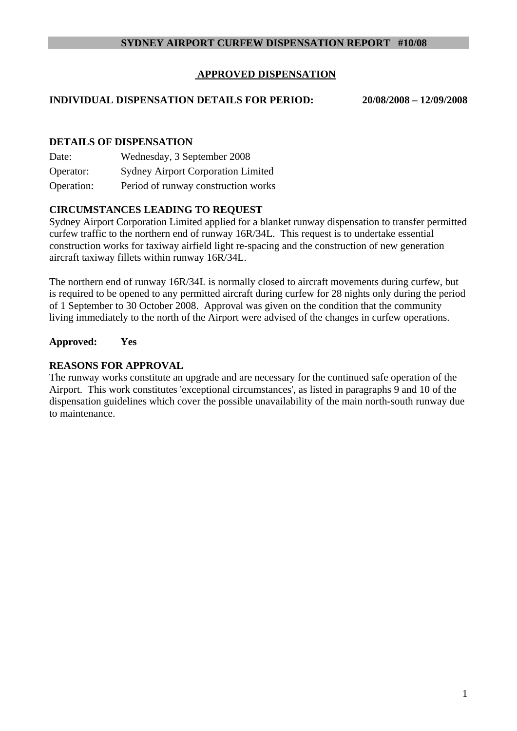# SYDNEY AIRPORT CURFEW DISPENSATION REPORT #10/08

## APPROVED DISPENSATION

**INDIVIDUAL DISPENSATION DETAILS FOR PERIOD: 20/08/2008 – 12/09/2008**

### DETAILS OF DISPENSATION

Date: Wednesday, 3 September 2008

Operator: Sydney Airport Corporation Limited

Operation: Period of runway construction works

### CIRCUMSTANCES LEADING TO REQUEST

Sydney Airport Corporation Limited applied for a blanket runway dispensation to transfer permitted curfew traffic to the northern end of runway 16R/34L. This request is to undertake essential construction works for taxiway airfield light re-spacing and the construction of new generation aircraft taxiway fillets within runway 16R/34L.

The northern end of runway 16R/34L is normally closed to aircraft movements during curfew, but is required to be opened to any permitted aircraft during curfew for 28 nights only during the period of 1 September to 30 October 2008. Approval was given on the condition that the community living immediately to the north of the Airport were advised of the changes in curfew operations.

**Approved: Yes**

### REASONS FOR APPROVAL

The runway works constitute an upgrade and are necessary for the continued safe operation of the Airport. This work constitutes 'exceptional circumstances', as listed in paragraphs 9 and 10 of the dispensation guidelines which cover the possible unavailability of the main north-south runway due to maintenance.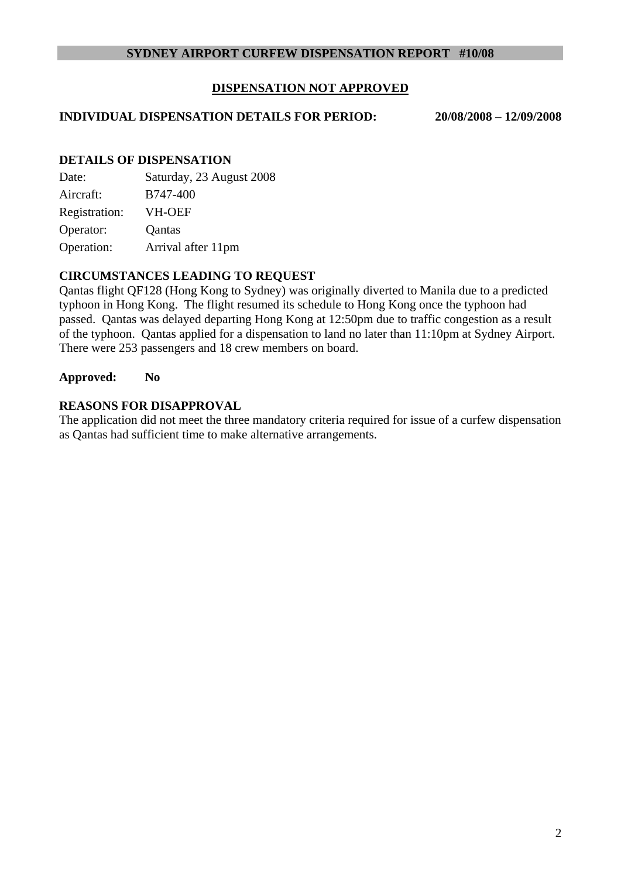## SYDNEY AIRPORT CURFEW DISPENSATION REPORT #10/08

**DISPENSATION NOT APPROVED**

**INDIVIDUAL DISPENSATION DETAILS FOR PERIOD: 20/08/2008 – 12/09/2008**

### DETAILS OF DISPENSATION

| | |
|---|---|
| Date: | Saturday, 23 August 2008 |
| Aircraft: | B747-400 |
| Registration: | VH-OEF |
| Operator: | Qantas |
| Operation: | Arrival after 11pm |

### CIRCUMSTANCES LEADING TO REQUEST

Qantas flight QF128 (Hong Kong to Sydney) was originally diverted to Manila due to a predicted typhoon in Hong Kong. The flight resumed its schedule to Hong Kong once the typhoon had passed. Qantas was delayed departing Hong Kong at 12:50pm due to traffic congestion as a result of the typhoon. Qantas applied for a dispensation to land no later than 11:10pm at Sydney Airport. There were 253 passengers and 18 crew members on board.

**Approved: No**

### REASONS FOR DISAPPROVAL

The application did not meet the three mandatory criteria required for issue of a curfew dispensation as Qantas had sufficient time to make alternative arrangements.